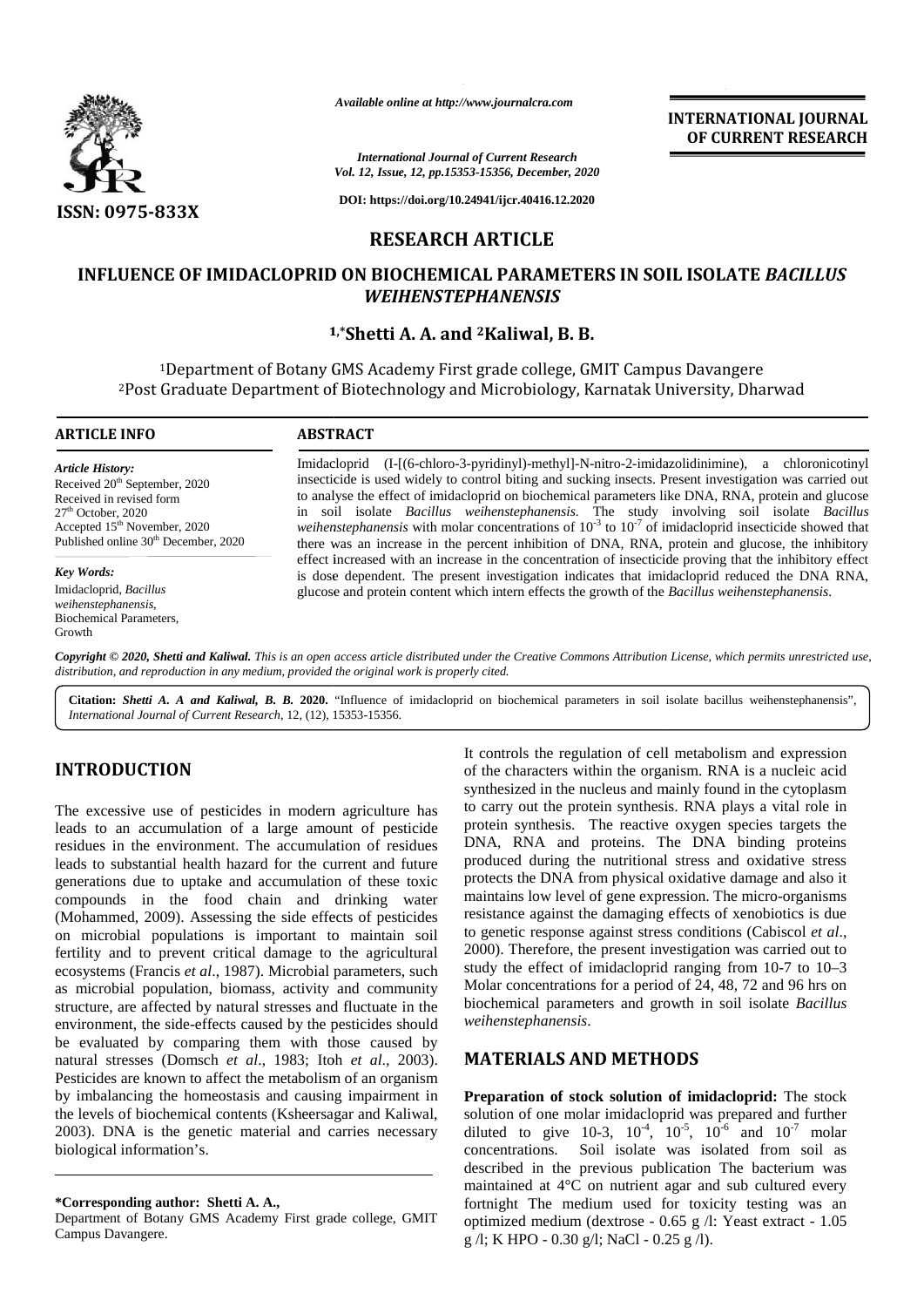**RESEARCH ARTICLE**

# INFLUENCE OF IMIDACLOPRID ON BIOCHEMICAL PARAMETERS IN SOIL ISOLATE *BACILLUS WEIHENSTEPHANENSIS*

**[1,*]Shetti A. A. and [2]Kaliwal, B. B.**

[1]Department of Botany GMS Academy First grade college, GMIT Campus Davangere
[2]Post Graduate Department of Biotechnology and Microbiology, Karnatak University, Dharwad

## ARTICLE INFO

*Article History:*
Received 20th September, 2020
Received in revised form 27th October, 2020
Accepted 15th November, 2020
Published online 30th December, 2020

*Key Words:*
Imidacloprid, *Bacillus weihenstephanensis*, Biochemical Parameters, Growth

## ABSTRACT

Imidacloprid (I-[(6-chloro-3-pyridinyl)-methyl]-N-nitro-2-imidazolidinimine), a chloronicotinyl insecticide is used widely to control biting and sucking insects. Present investigation was carried out to analyse the effect of imidacloprid on biochemical parameters like DNA, RNA, protein and glucose in soil isolate *Bacillus weihenstephanensis.* The study involving soil isolate *Bacillus weihenstephanensis* with molar concentrations of $10^{-3}$ to $10^{-7}$ of imidacloprid insecticide showed that there was an increase in the percent inhibition of DNA, RNA, protein and glucose, the inhibitory effect increased with an increase in the concentration of insecticide proving that the inhibitory effect is dose dependent. The present investigation indicates that imidacloprid reduced the DNA RNA, glucose and protein content which intern effects the growth of the *Bacillus weihenstephanensis*.

*Copyright © 2020, Shetti and Kaliwal. This is an open access article distributed under the Creative Commons Attribution License, which permits unrestricted use, distribution, and reproduction in any medium, provided the original work is properly cited.*

**Citation:** *Shetti A. A and Kaliwal, B. B.* **2020.** "Influence of imidacloprid on biochemical parameters in soil isolate bacillus weihenstephanensis", *International Journal of Current Research*, 12, (12), 15353-15356.

## INTRODUCTION

The excessive use of pesticides in modern agriculture has leads to an accumulation of a large amount of pesticide residues in the environment. The accumulation of residues leads to substantial health hazard for the current and future generations due to uptake and accumulation of these toxic compounds in the food chain and drinking water (Mohammed, 2009). Assessing the side effects of pesticides on microbial populations is important to maintain soil fertility and to prevent critical damage to the agricultural ecosystems (Francis *et al*., 1987). Microbial parameters, such as microbial population, biomass, activity and community structure, are affected by natural stresses and fluctuate in the environment, the side-effects caused by the pesticides should be evaluated by comparing them with those caused by natural stresses (Domsch *et al*., 1983; Itoh *et al*., 2003). Pesticides are known to affect the metabolism of an organism by imbalancing the homeostasis and causing impairment in the levels of biochemical contents (Ksheersagar and Kaliwal, 2003). DNA is the genetic material and carries necessary biological information's.

It controls the regulation of cell metabolism and expression of the characters within the organism. RNA is a nucleic acid synthesized in the nucleus and mainly found in the cytoplasm to carry out the protein synthesis. RNA plays a vital role in protein synthesis. The reactive oxygen species targets the DNA, RNA and proteins. The DNA binding proteins produced during the nutritional stress and oxidative stress protects the DNA from physical oxidative damage and also it maintains low level of gene expression. The micro-organisms resistance against the damaging effects of xenobiotics is due to genetic response against stress conditions (Cabiscol *et al*., 2000). Therefore, the present investigation was carried out to study the effect of imidacloprid ranging from 10-7 to 10–3 Molar concentrations for a period of 24, 48, 72 and 96 hrs on biochemical parameters and growth in soil isolate *Bacillus weihenstephanensis*.

## MATERIALS AND METHODS

**Preparation of stock solution of imidacloprid:** The stock solution of one molar imidacloprid was prepared and further diluted to give 10-3, $10^{-4}$, $10^{-5}$, $10^{-6}$ and $10^{-7}$ molar concentrations. Soil isolate was isolated from soil as described in the previous publication The bacterium was maintained at 4°C on nutrient agar and sub cultured every fortnight The medium used for toxicity testing was an optimized medium (dextrose - 0.65 g /l: Yeast extract - 1.05 g /l; K HPO - 0.30 g/l; NaCl - 0.25 g /l).

**\*Corresponding author: Shetti A. A.,**
Department of Botany GMS Academy First grade college, GMIT Campus Davangere.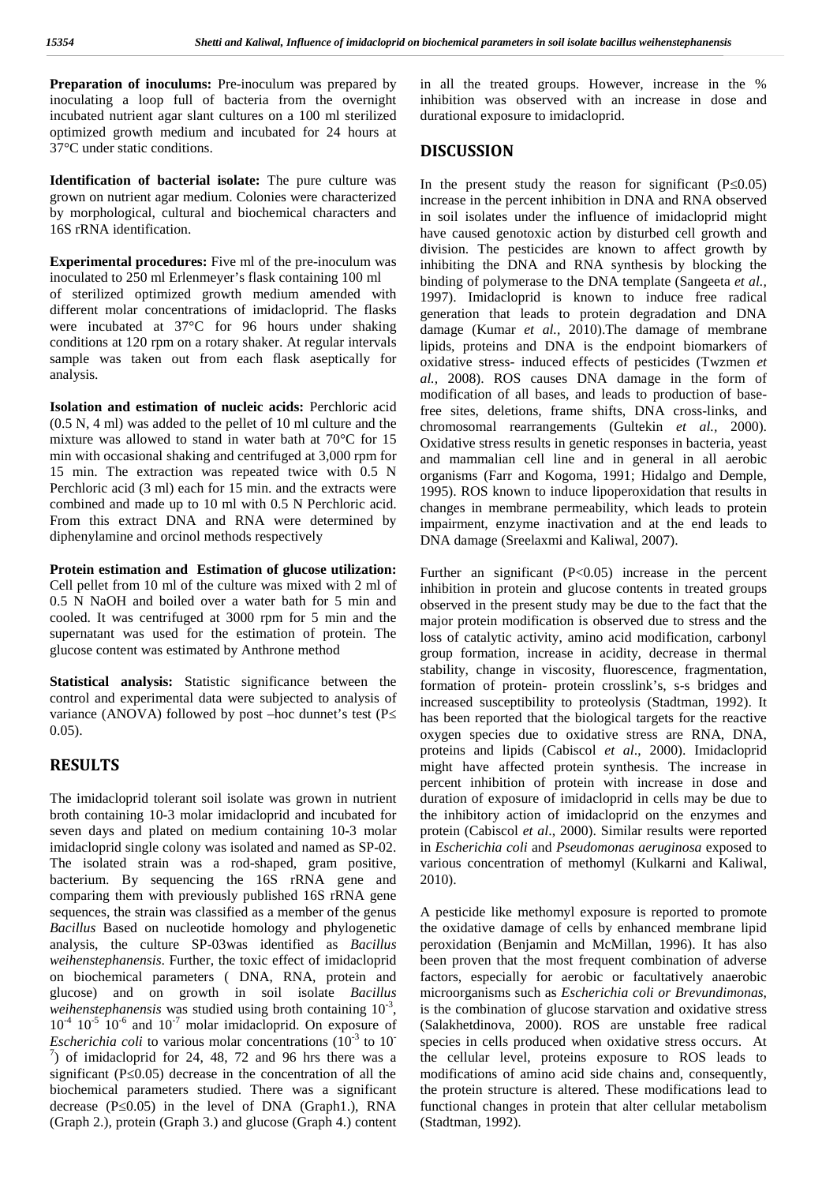**Preparation of inoculums:** Pre-inoculum was prepared by inoculating a loop full of bacteria from the overnight incubated nutrient agar slant cultures on a 100 ml sterilized optimized growth medium and incubated for 24 hours at 37°C under static conditions.

**Identification of bacterial isolate:** The pure culture was grown on nutrient agar medium. Colonies were characterized by morphological, cultural and biochemical characters and 16S rRNA identification.

**Experimental procedures:** Five ml of the pre-inoculum was inoculated to 250 ml Erlenmeyer's flask containing 100 ml of sterilized optimized growth medium amended with different molar concentrations of imidacloprid. The flasks were incubated at 37°C for 96 hours under shaking conditions at 120 rpm on a rotary shaker. At regular intervals sample was taken out from each flask aseptically for analysis.

**Isolation and estimation of nucleic acids:** Perchloric acid (0.5 N, 4 ml) was added to the pellet of 10 ml culture and the mixture was allowed to stand in water bath at 70°C for 15 min with occasional shaking and centrifuged at 3,000 rpm for 15 min. The extraction was repeated twice with 0.5 N Perchloric acid (3 ml) each for 15 min. and the extracts were combined and made up to 10 ml with 0.5 N Perchloric acid. From this extract DNA and RNA were determined by diphenylamine and orcinol methods respectively

**Protein estimation and Estimation of glucose utilization:** Cell pellet from 10 ml of the culture was mixed with 2 ml of 0.5 N NaOH and boiled over a water bath for 5 min and cooled. It was centrifuged at 3000 rpm for 5 min and the supernatant was used for the estimation of protein. The glucose content was estimated by Anthrone method

**Statistical analysis:** Statistic significance between the control and experimental data were subjected to analysis of variance (ANOVA) followed by post –hoc dunnet's test ($P \leq 0.05$).

## RESULTS

The imidacloprid tolerant soil isolate was grown in nutrient broth containing 10-3 molar imidacloprid and incubated for seven days and plated on medium containing 10-3 molar imidacloprid single colony was isolated and named as SP-02. The isolated strain was a rod-shaped, gram positive, bacterium. By sequencing the 16S rRNA gene and comparing them with previously published 16S rRNA gene sequences, the strain was classified as a member of the genus *Bacillus* Based on nucleotide homology and phylogenetic analysis, the culture SP-03was identified as *Bacillus weihenstephanensis*. Further, the toxic effect of imidacloprid on biochemical parameters ( DNA, RNA, protein and glucose) and on growth in soil isolate *Bacillus weihenstephanensis* was studied using broth containing $10^{-3}$, $10^{-4}$ $10^{-5}$ $10^{-6}$ and $10^{-7}$ molar imidacloprid. On exposure of *Escherichia coli* to various molar concentrations ($10^{-3}$ to $10^{-7}$) of imidacloprid for 24, 48, 72 and 96 hrs there was a significant ($P \leq 0.05$) decrease in the concentration of all the biochemical parameters studied. There was a significant decrease ($P \leq 0.05$) in the level of DNA (Graph1.), RNA (Graph 2.), protein (Graph 3.) and glucose (Graph 4.) content in all the treated groups. However, increase in the % inhibition was observed with an increase in dose and durational exposure to imidacloprid.

## DISCUSSION

In the present study the reason for significant ($P \leq 0.05$) increase in the percent inhibition in DNA and RNA observed in soil isolates under the influence of imidacloprid might have caused genotoxic action by disturbed cell growth and division. The pesticides are known to affect growth by inhibiting the DNA and RNA synthesis by blocking the binding of polymerase to the DNA template (Sangeeta *et al.,* 1997). Imidacloprid is known to induce free radical generation that leads to protein degradation and DNA damage (Kumar *et al.,* 2010).The damage of membrane lipids, proteins and DNA is the endpoint biomarkers of oxidative stress- induced effects of pesticides (Twzmen *et al.,* 2008). ROS causes DNA damage in the form of modification of all bases, and leads to production of base-free sites, deletions, frame shifts, DNA cross-links, and chromosomal rearrangements (Gultekin *et al.,* 2000). Oxidative stress results in genetic responses in bacteria, yeast and mammalian cell line and in general in all aerobic organisms (Farr and Kogoma, 1991; Hidalgo and Demple, 1995). ROS known to induce lipoperoxidation that results in changes in membrane permeability, which leads to protein impairment, enzyme inactivation and at the end leads to DNA damage (Sreelaxmi and Kaliwal, 2007).

Further an significant ($P<0.05$) increase in the percent inhibition in protein and glucose contents in treated groups observed in the present study may be due to the fact that the major protein modification is observed due to stress and the loss of catalytic activity, amino acid modification, carbonyl group formation, increase in acidity, decrease in thermal stability, change in viscosity, fluorescence, fragmentation, formation of protein- protein crosslink's, s-s bridges and increased susceptibility to proteolysis (Stadtman, 1992). It has been reported that the biological targets for the reactive oxygen species due to oxidative stress are RNA, DNA, proteins and lipids (Cabiscol *et al*., 2000). Imidacloprid might have affected protein synthesis. The increase in percent inhibition of protein with increase in dose and duration of exposure of imidacloprid in cells may be due to the inhibitory action of imidacloprid on the enzymes and protein (Cabiscol *et al*., 2000). Similar results were reported in *Escherichia coli* and *Pseudomonas aeruginosa* exposed to various concentration of methomyl (Kulkarni and Kaliwal, 2010).

A pesticide like methomyl exposure is reported to promote the oxidative damage of cells by enhanced membrane lipid peroxidation (Benjamin and McMillan, 1996). It has also been proven that the most frequent combination of adverse factors, especially for aerobic or facultatively anaerobic microorganisms such as *Escherichia coli or Brevundimonas*, is the combination of glucose starvation and oxidative stress (Salakhetdinova, 2000). ROS are unstable free radical species in cells produced when oxidative stress occurs. At the cellular level, proteins exposure to ROS leads to modifications of amino acid side chains and, consequently, the protein structure is altered. These modifications lead to functional changes in protein that alter cellular metabolism (Stadtman, 1992).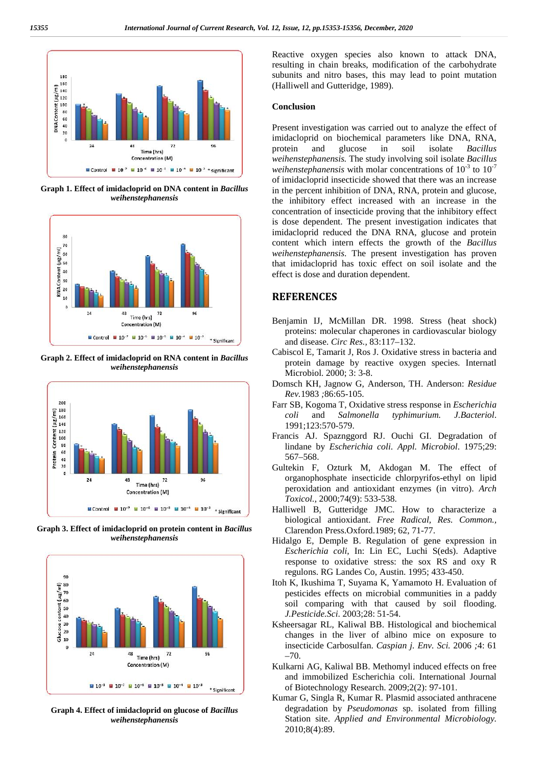Graph 1. Effect of imidacloprid on DNA content in *Bacillus weihenstephanensis*

Graph 2. Effect of imidacloprid on RNA content in *Bacillus weihenstephanensis*

Graph 3. Effect of imidacloprid on protein content in *Bacillus weihenstephanensis*

Graph 4. Effect of imidacloprid on glucose of *Bacillus weihenstephanensis*

Reactive oxygen species also known to attack DNA, resulting in chain breaks, modification of the carbohydrate subunits and nitro bases, this may lead to point mutation (Halliwell and Gutteridge, 1989).

### Conclusion

Present investigation was carried out to analyze the effect of imidacloprid on biochemical parameters like DNA, RNA, protein and glucose in soil isolate *Bacillus weihenstephanensis.* The study involving soil isolate *Bacillus weihenstephanensis* with molar concentrations of $10^{-3}$ to $10^{-7}$ of imidacloprid insecticide showed that there was an increase in the percent inhibition of DNA, RNA, protein and glucose, the inhibitory effect increased with an increase in the concentration of insecticide proving that the inhibitory effect is dose dependent. The present investigation indicates that imidacloprid reduced the DNA RNA, glucose and protein content which intern effects the growth of the *Bacillus weihenstephanensis.* The present investigation has proven that imidacloprid has toxic effect on soil isolate and the effect is dose and duration dependent.

## REFERENCES

Benjamin IJ, McMillan DR. 1998. Stress (heat shock) proteins: molecular chaperones in cardiovascular biology and disease. *Circ Res.,* 83:117–132.

Cabiscol E, Tamarit J, Ros J. Oxidative stress in bacteria and protein damage by reactive oxygen species. Internatl Microbiol. 2000; 3: 3-8.

Domsch KH, Jagnow G, Anderson, TH. Anderson: *Residue Rev.*1983 ;86:65-105.

Farr SB, Kogoma T, Oxidative stress response in *Escherichia coli* and *Salmonella typhimurium. J.Bacteriol*. 1991;123:570-579.

Francis AJ. Spaznggord RJ. Ouchi GI. Degradation of lindane by *Escherichia coli*. *Appl. Microbiol*. 1975;29: 567–568.

Gultekin F, Ozturk M, Akdogan M. The effect of organophosphate insecticide chlorpyrifos-ethyl on lipid peroxidation and antioxidant enzymes (in vitro). *Arch Toxicol.*, 2000;74(9): 533-538.

Halliwell B, Gutteridge JMC. How to characterize a biological antioxidant. *Free Radical, Res. Common.*, Clarendon Press.Oxford.1989; 62, 71-77.

Hidalgo E, Demple B. Regulation of gene expression in *Escherichia coli,* In: Lin EC, Luchi S(eds). Adaptive response to oxidative stress: the sox RS and oxy R regulons. RG Landes Co, Austin. 1995; 433-450.

Itoh K, Ikushima T, Suyama K, Yamamoto H. Evaluation of pesticides effects on microbial communities in a paddy soil comparing with that caused by soil flooding. *J.Pesticide.Sci.* 2003;28: 51-54.

Ksheersagar RL, Kaliwal BB. Histological and biochemical changes in the liver of albino mice on exposure to insecticide Carbosulfan. *Caspian j. Env. Sci.* 2006 ;4: 61 –70.

Kulkarni AG, Kaliwal BB. Methomyl induced effects on free and immobilized Escherichia coli. International Journal of Biotechnology Research. 2009;2(2): 97-101.

Kumar G, Singla R, Kumar R. Plasmid associated anthracene degradation by *Pseudomonas* sp. isolated from filling Station site. *Applied and Environmental Microbiology.* 2010;8(4):89.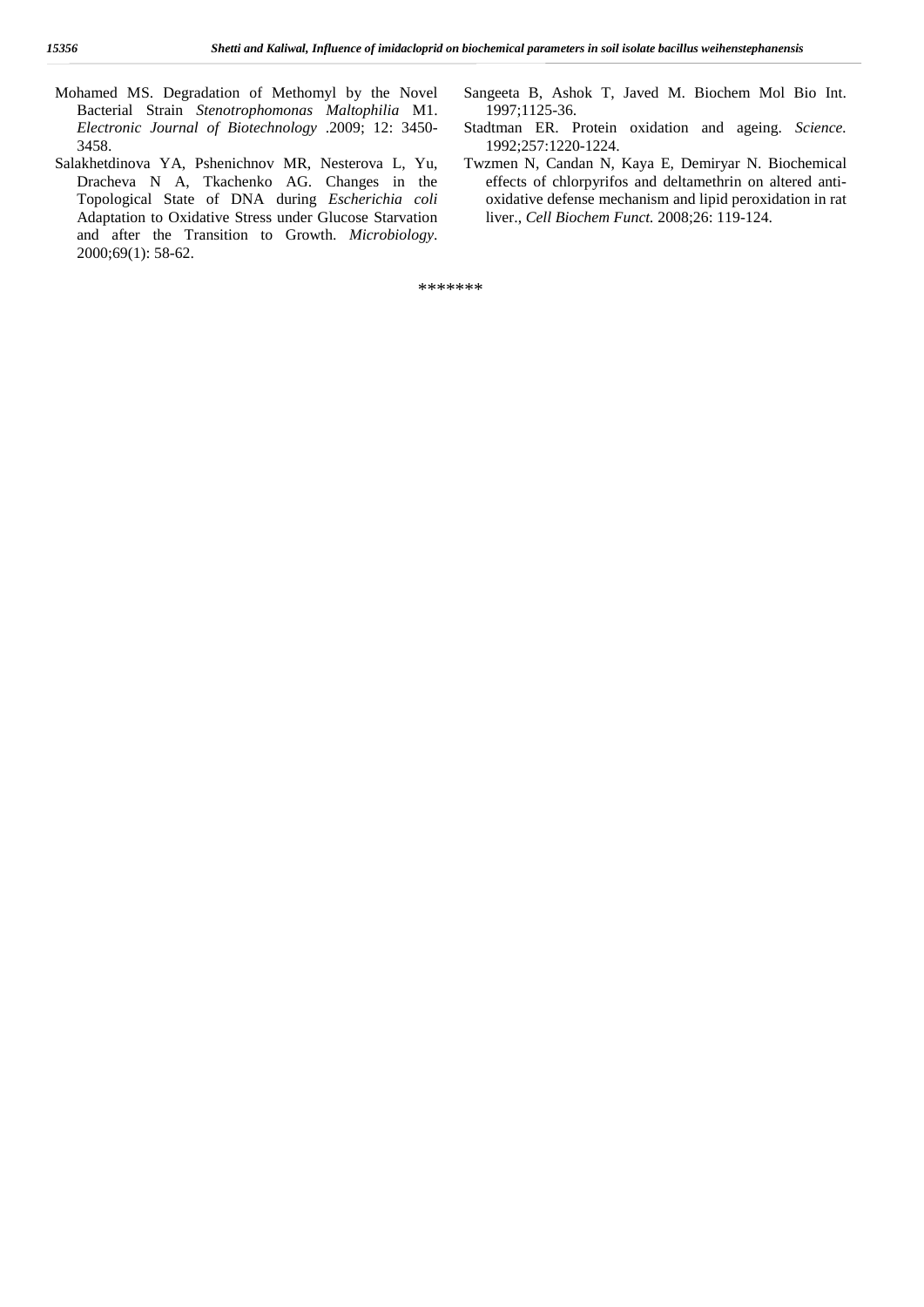Mohamed MS. Degradation of Methomyl by the Novel Bacterial Strain *Stenotrophomonas Maltophilia* M1. *Electronic Journal of Biotechnology* .2009; 12: 3450-3458.

Salakhetdinova YA, Pshenichnov MR, Nesterova L, Yu, Dracheva N A, Tkachenko AG. Changes in the Topological State of DNA during *Escherichia coli* Adaptation to Oxidative Stress under Glucose Starvation and after the Transition to Growth. *Microbiology*. 2000;69(1): 58-62.

Sangeeta B, Ashok T, Javed M. Biochem Mol Bio Int. 1997;1125-36.

Stadtman ER. Protein oxidation and ageing. *Science.* 1992;257:1220-1224.

Twzmen N, Candan N, Kaya E, Demiryar N. Biochemical effects of chlorpyrifos and deltamethrin on altered anti-oxidative defense mechanism and lipid peroxidation in rat liver., *Cell Biochem Funct.* 2008;26: 119-124.

*******